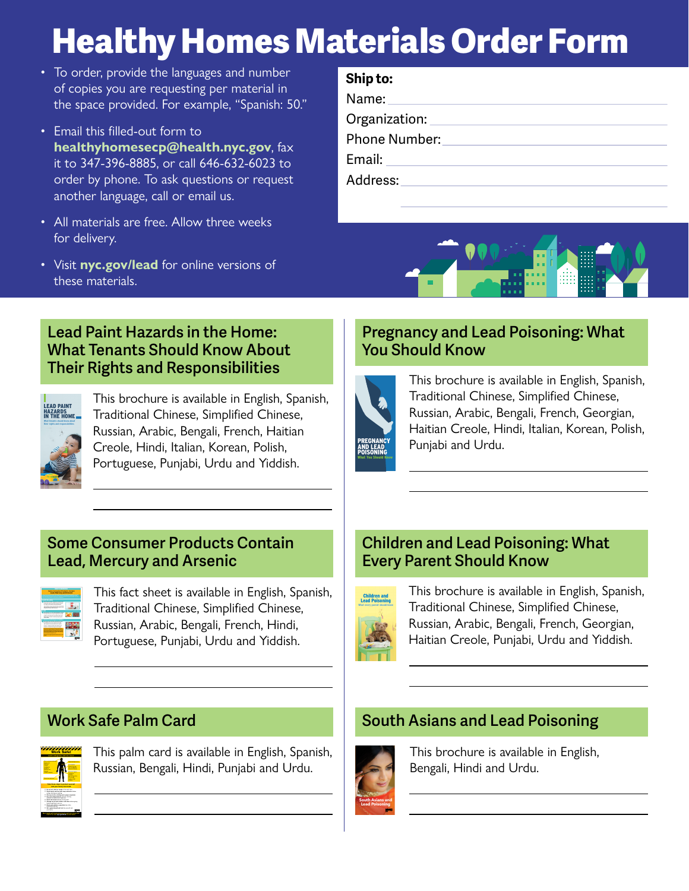# Healthy Homes Materials Order Form

- To order, provide the languages and number of copies you are requesting per material in the space provided. For example, "Spanish: 50."
- Email this filled-out form to **healthyhomesecp@health.nyc.gov**, fax it to 347-396-8885, or call 646-632-6023 to order by phone. To ask questions or request another language, call or email us.
- All materials are free. Allow three weeks for delivery.
- Visit **nyc.gov/lead** for online versions of these materials.

**Ship to:**

Name: ______________________

Organization: ______________________

Phone Number: ______________________

Email: ______________________

Address: ______________________

______________________

## Lead Paint Hazards in the Home: What Tenants Should Know About Their Rights and Responsibilities

This brochure is available in English, Spanish, Traditional Chinese, Simplified Chinese, Russian, Arabic, Bengali, French, Haitian Creole, Hindi, Italian, Korean, Polish, Portuguese, Punjabi, Urdu and Yiddish.

______________________

______________________

## Pregnancy and Lead Poisoning: What You Should Know

This brochure is available in English, Spanish, Traditional Chinese, Simplified Chinese, Russian, Arabic, Bengali, French, Georgian, Haitian Creole, Hindi, Italian, Korean, Polish, Punjabi and Urdu.

______________________

______________________

## Some Consumer Products Contain Lead, Mercury and Arsenic

This fact sheet is available in English, Spanish, Traditional Chinese, Simplified Chinese, Russian, Arabic, Bengali, French, Hindi, Portuguese, Punjabi, Urdu and Yiddish.

______________________

______________________

## Children and Lead Poisoning: What Every Parent Should Know

This brochure is available in English, Spanish, Traditional Chinese, Simplified Chinese, Russian, Arabic, Bengali, French, Georgian, Haitian Creole, Punjabi, Urdu and Yiddish.

______________________

______________________

## Work Safe Palm Card

This palm card is available in English, Spanish, Russian, Bengali, Hindi, Punjabi and Urdu.

______________________

______________________

## South Asians and Lead Poisoning

This brochure is available in English, Bengali, Hindi and Urdu.

______________________

______________________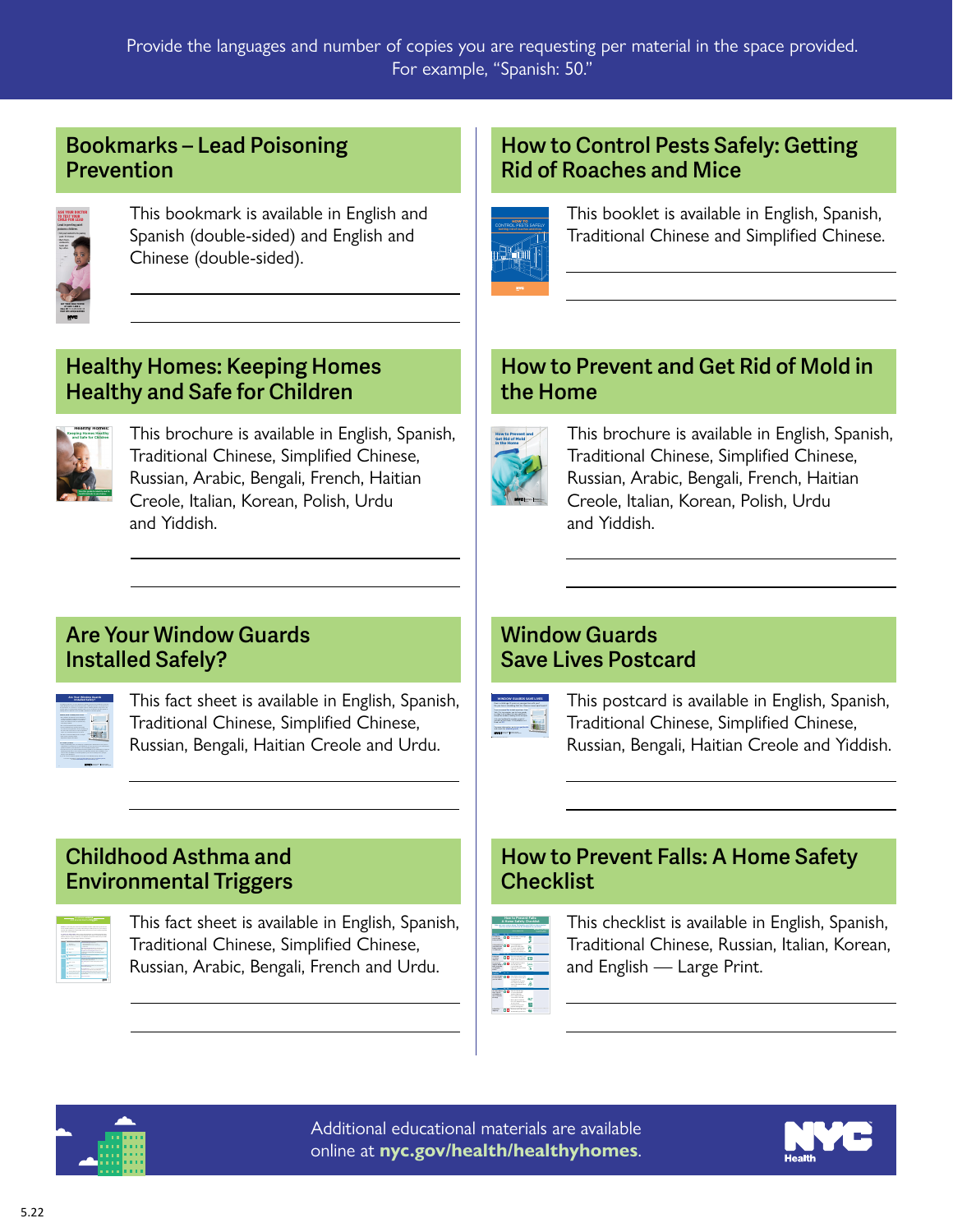Provide the languages and number of copies you are requesting per material in the space provided. For example, "Spanish: 50."

## Bookmarks – Lead Poisoning Prevention

This bookmark is available in English and Spanish (double-sided) and English and Chinese (double-sided).

## How to Control Pests Safely: Getting Rid of Roaches and Mice

This booklet is available in English, Spanish, Traditional Chinese and Simplified Chinese.

## Healthy Homes: Keeping Homes Healthy and Safe for Children

This brochure is available in English, Spanish, Traditional Chinese, Simplified Chinese, Russian, Arabic, Bengali, French, Haitian Creole, Italian, Korean, Polish, Urdu and Yiddish.

## How to Prevent and Get Rid of Mold in the Home

This brochure is available in English, Spanish, Traditional Chinese, Simplified Chinese, Russian, Arabic, Bengali, French, Haitian Creole, Italian, Korean, Polish, Urdu and Yiddish.

## Are Your Window Guards Installed Safely?

This fact sheet is available in English, Spanish, Traditional Chinese, Simplified Chinese, Russian, Bengali, Haitian Creole and Urdu.

## Window Guards Save Lives Postcard

This postcard is available in English, Spanish, Traditional Chinese, Simplified Chinese, Russian, Bengali, Haitian Creole and Yiddish.

## Childhood Asthma and Environmental Triggers

This fact sheet is available in English, Spanish, Traditional Chinese, Simplified Chinese, Russian, Arabic, Bengali, French and Urdu.

## How to Prevent Falls: A Home Safety Checklist

This checklist is available in English, Spanish, Traditional Chinese, Russian, Italian, Korean, and English — Large Print.

Additional educational materials are available online at **nyc.gov/health/healthyhomes**.

5.22